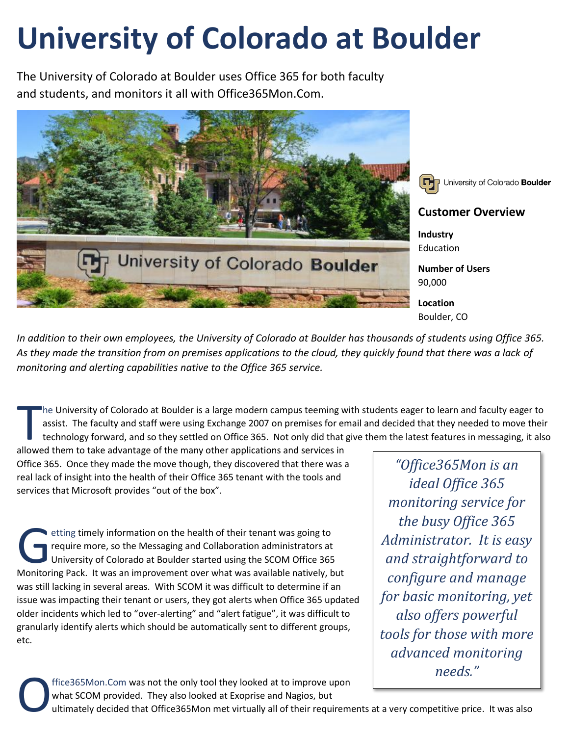# University of Colorado at Boulder

The University of Colorado at Boulder uses Office 365 for both faculty and students, and monitors it all with Office365Mon.Com.

University of Colorado **Boulder**

## Customer Overview

**Industry**
Education

**Number of Users**
90,000

**Location**
Boulder, CO

*In addition to their own employees, the University of Colorado at Boulder has thousands of students using Office 365. As they made the transition from on premises applications to the cloud, they quickly found that there was a lack of monitoring and alerting capabilities native to the Office 365 service.*

The University of Colorado at Boulder is a large modern campus teeming with students eager to learn and faculty eager to assist. The faculty and staff were using Exchange 2007 on premises for email and decided that they needed to move their technology forward, and so they settled on Office 365. Not only did that give them the latest features in messaging, it also allowed them to take advantage of the many other applications and services in Office 365. Once they made the move though, they discovered that there was a real lack of insight into the health of their Office 365 tenant with the tools and services that Microsoft provides "out of the box".

> *"Office365Mon is an ideal Office 365 monitoring service for the busy Office 365 Administrator. It is easy and straightforward to configure and manage for basic monitoring, yet also offers powerful tools for those with more advanced monitoring needs."*

Getting timely information on the health of their tenant was going to require more, so the Messaging and Collaboration administrators at University of Colorado at Boulder started using the SCOM Office 365 Monitoring Pack. It was an improvement over what was available natively, but was still lacking in several areas. With SCOM it was difficult to determine if an issue was impacting their tenant or users, they got alerts when Office 365 updated older incidents which led to "over-alerting" and "alert fatigue", it was difficult to granularly identify alerts which should be automatically sent to different groups, etc.

Office365Mon.Com was not the only tool they looked at to improve upon what SCOM provided. They also looked at Exoprise and Nagios, but ultimately decided that Office365Mon met virtually all of their requirements at a very competitive price. It was also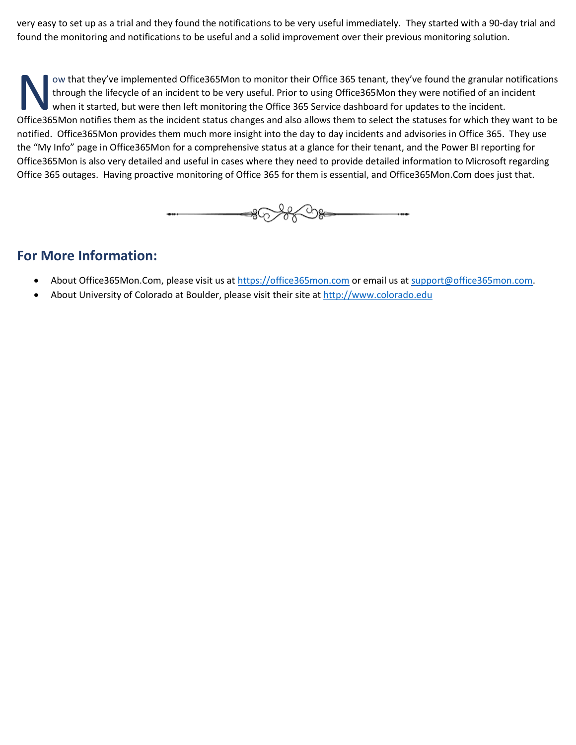very easy to set up as a trial and they found the notifications to be very useful immediately. They started with a 90-day trial and found the monitoring and notifications to be useful and a solid improvement over their previous monitoring solution.

Now that they've implemented Office365Mon to monitor their Office 365 tenant, they've found the granular notifications through the lifecycle of an incident to be very useful. Prior to using Office365Mon they were notified of an incident when it started, but were then left monitoring the Office 365 Service dashboard for updates to the incident. Office365Mon notifies them as the incident status changes and also allows them to select the statuses for which they want to be notified. Office365Mon provides them much more insight into the day to day incidents and advisories in Office 365. They use the "My Info" page in Office365Mon for a comprehensive status at a glance for their tenant, and the Power BI reporting for Office365Mon is also very detailed and useful in cases where they need to provide detailed information to Microsoft regarding Office 365 outages. Having proactive monitoring of Office 365 for them is essential, and Office365Mon.Com does just that.

## For More Information:

- About Office365Mon.Com, please visit us at https://office365mon.com or email us at support@office365mon.com.
- About University of Colorado at Boulder, please visit their site at http://www.colorado.edu